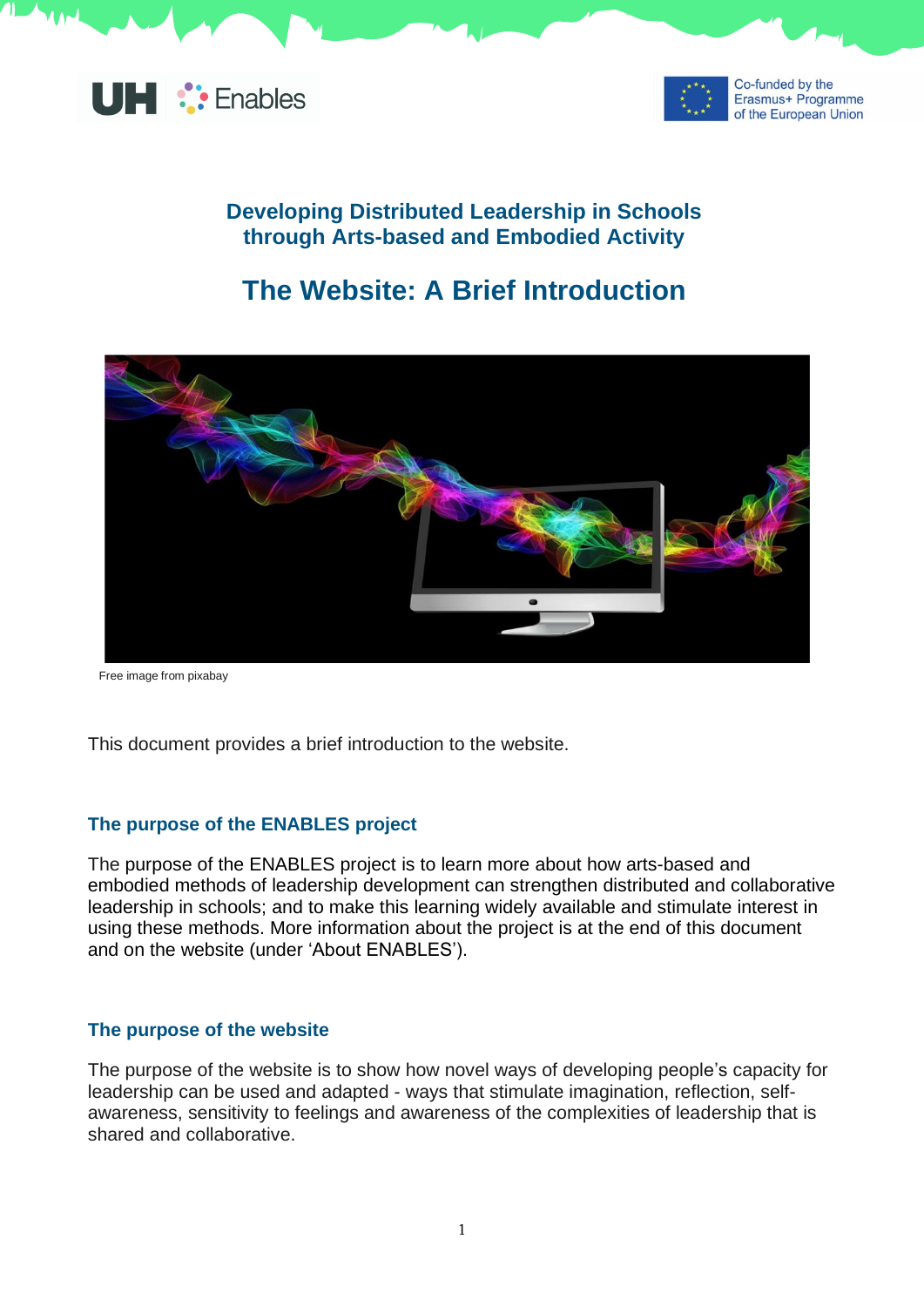# Developing Distributed Leadership in Schools through Arts-based and Embodied Activity

## The Website: A Brief Introduction

Free image from pixabay

This document provides a brief introduction to the website.

### The purpose of the ENABLES project

The purpose of the ENABLES project is to learn more about how arts-based and embodied methods of leadership development can strengthen distributed and collaborative leadership in schools; and to make this learning widely available and stimulate interest in using these methods. More information about the project is at the end of this document and on the website (under 'About ENABLES').

### The purpose of the website

The purpose of the website is to show how novel ways of developing people's capacity for leadership can be used and adapted - ways that stimulate imagination, reflection, self-awareness, sensitivity to feelings and awareness of the complexities of leadership that is shared and collaborative.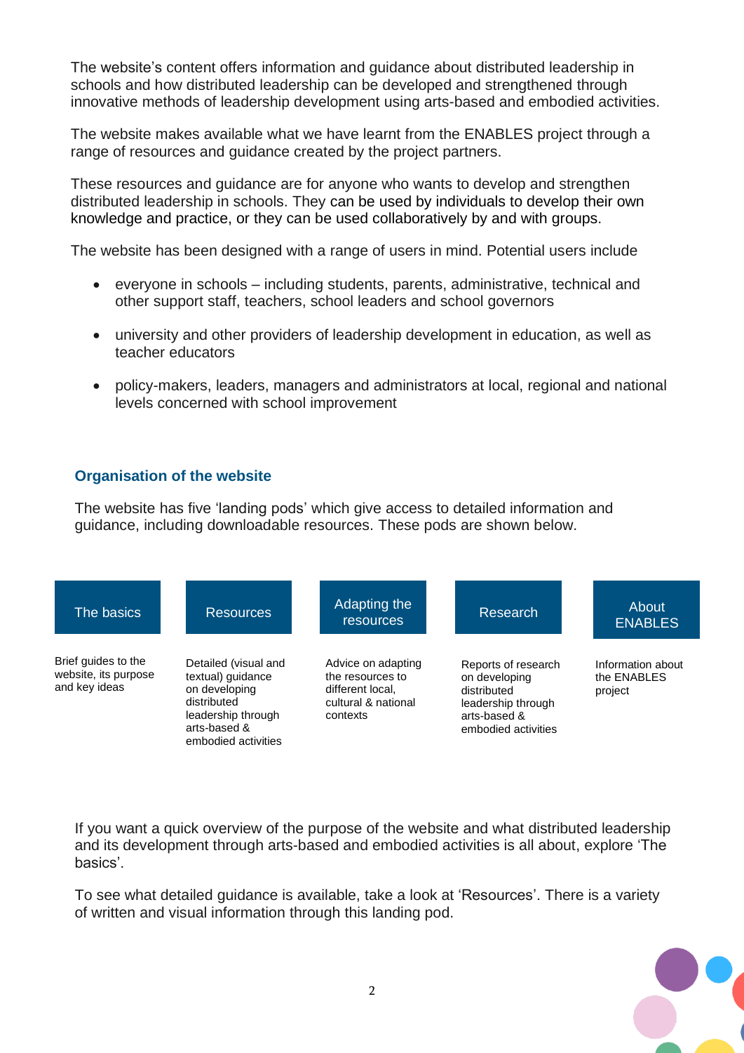The website's content offers information and guidance about distributed leadership in schools and how distributed leadership can be developed and strengthened through innovative methods of leadership development using arts-based and embodied activities.

The website makes available what we have learnt from the ENABLES project through a range of resources and guidance created by the project partners.

These resources and guidance are for anyone who wants to develop and strengthen distributed leadership in schools. They can be used by individuals to develop their own knowledge and practice, or they can be used collaboratively by and with groups.

The website has been designed with a range of users in mind. Potential users include

- everyone in schools – including students, parents, administrative, technical and other support staff, teachers, school leaders and school governors
- university and other providers of leadership development in education, as well as teacher educators
- policy-makers, leaders, managers and administrators at local, regional and national levels concerned with school improvement

## Organisation of the website

The website has five 'landing pods' which give access to detailed information and guidance, including downloadable resources. These pods are shown below.

| The basics | Resources | Adapting the resources | Research | About ENABLES |
|---|---|---|---|---|
| Brief guides to the website, its purpose and key ideas | Detailed (visual and textual) guidance on developing distributed leadership through arts-based & embodied activities | Advice on adapting the resources to different local, cultural & national contexts | Reports of research on developing distributed leadership through arts-based & embodied activities | Information about the ENABLES project |

If you want a quick overview of the purpose of the website and what distributed leadership and its development through arts-based and embodied activities is all about, explore 'The basics'.

To see what detailed guidance is available, take a look at 'Resources'. There is a variety of written and visual information through this landing pod.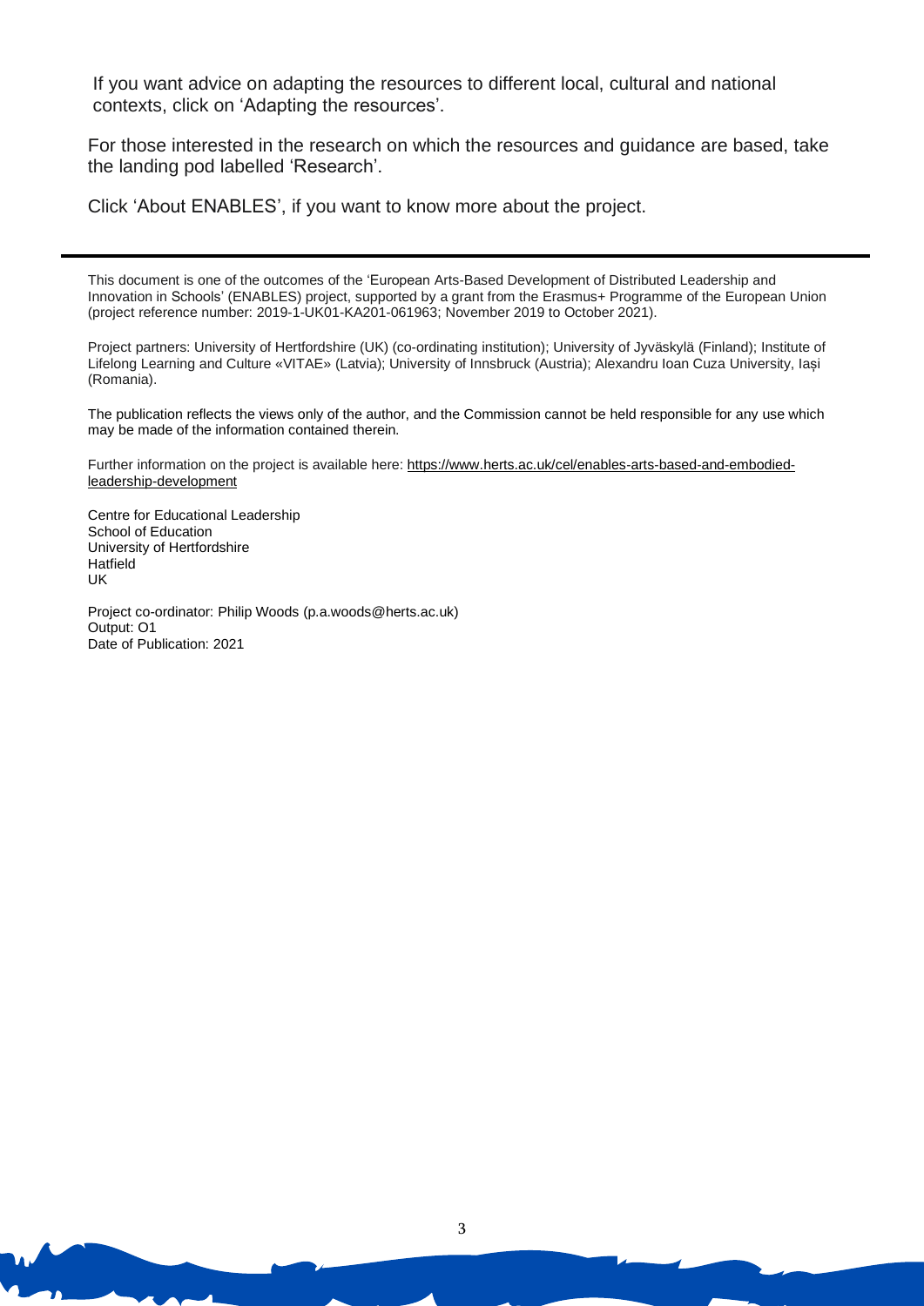If you want advice on adapting the resources to different local, cultural and national contexts, click on 'Adapting the resources'.

For those interested in the research on which the resources and guidance are based, take the landing pod labelled 'Research'.

Click 'About ENABLES', if you want to know more about the project.

---

This document is one of the outcomes of the 'European Arts-Based Development of Distributed Leadership and Innovation in Schools' (ENABLES) project, supported by a grant from the Erasmus+ Programme of the European Union (project reference number: 2019-1-UK01-KA201-061963; November 2019 to October 2021).

Project partners: University of Hertfordshire (UK) (co-ordinating institution); University of Jyväskylä (Finland); Institute of Lifelong Learning and Culture «VITAE» (Latvia); University of Innsbruck (Austria); Alexandru Ioan Cuza University, Iași (Romania).

The publication reflects the views only of the author, and the Commission cannot be held responsible for any use which may be made of the information contained therein.

Further information on the project is available here: [https://www.herts.ac.uk/cel/enables-arts-based-and-embodied-leadership-development](https://www.herts.ac.uk/cel/enables-arts-based-and-embodied-leadership-development)

Centre for Educational Leadership
School of Education
University of Hertfordshire
Hatfield
UK

Project co-ordinator: Philip Woods (p.a.woods@herts.ac.uk)
Output: O1
Date of Publication: 2021